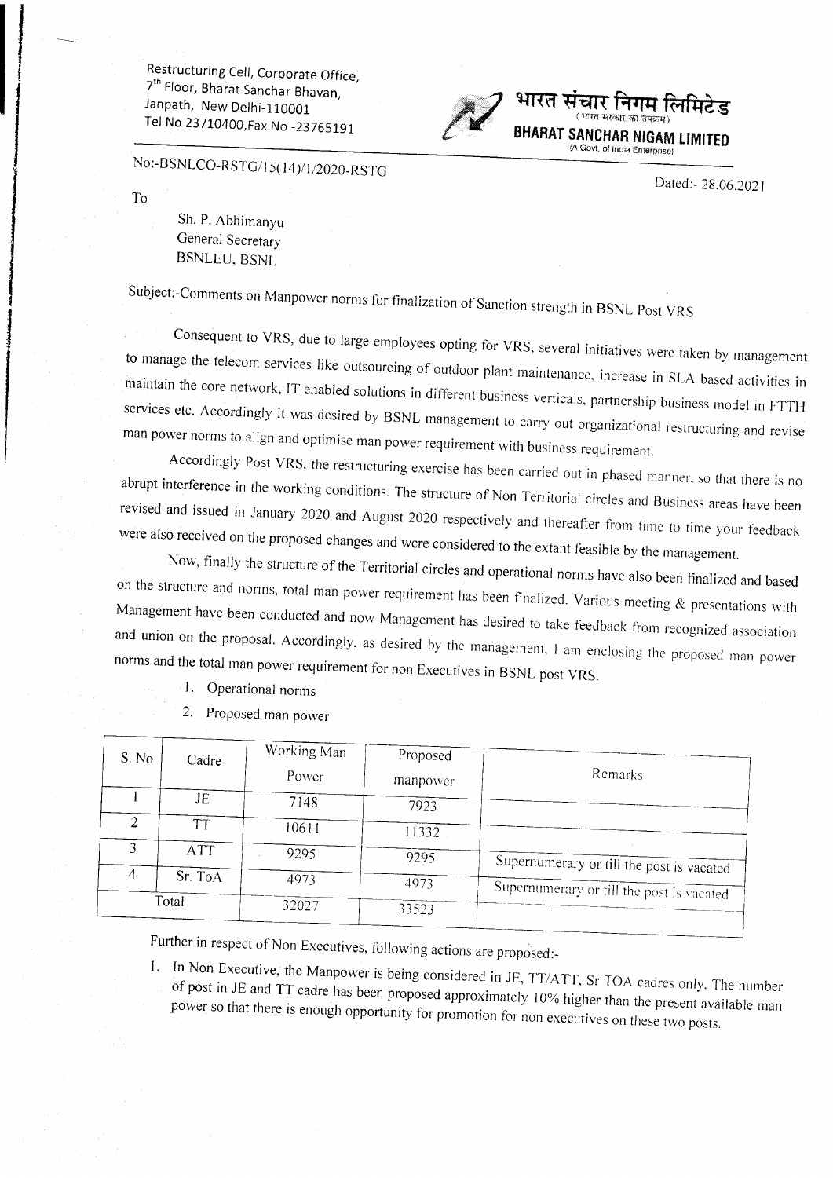Restructuring Cell, Corporate Office,
7th Floor, Bharat Sanchar Bhavan,
Janpath, New Delhi-110001
Tel No 23710400,Fax No -23765191

भारत संचार निगम लिमिटेड
(भारत सरकार का उपक्रम)
**BHARAT SANCHAR NIGAM LIMITED**
(A Govt. of India Enterprise)

No:-BSNLCO-RSTG/15(14)/1/2020-RSTG

Dated:- 28.06.2021

To

Sh. P. Abhimanyu
General Secretary
BSNLEU, BSNL

Subject:-Comments on Manpower norms for finalization of Sanction strength in BSNL Post VRS

Consequent to VRS, due to large employees opting for VRS, several initiatives were taken by management to manage the telecom services like outsourcing of outdoor plant maintenance, increase in SLA based activities in maintain the core network, IT enabled solutions in different business verticals, partnership business model in FTTH services etc. Accordingly it was desired by BSNL management to carry out organizational restructuring and revise man power norms to align and optimise man power requirement with business requirement.

Accordingly Post VRS, the restructuring exercise has been carried out in phased manner, so that there is no abrupt interference in the working conditions. The structure of Non Territorial circles and Business areas have been revised and issued in January 2020 and August 2020 respectively and thereafter from time to time your feedback were also received on the proposed changes and were considered to the extant feasible by the management.

Now, finally the structure of the Territorial circles and operational norms have also been finalized and based on the structure and norms, total man power requirement has been finalized. Various meeting & presentations with Management have been conducted and now Management has desired to take feedback from recognized association and union on the proposal. Accordingly, as desired by the management, I am enclosing the proposed man power norms and the total man power requirement for non Executives in BSNL post VRS.

1. Operational norms
2. Proposed man power

| S. No | Cadre | Working Man Power | Proposed manpower | Remarks |
|---|---|---|---|---|
| 1 | JE | 7148 | 7923 | |
| 2 | TT | 10611 | 11332 | |
| 3 | ATT | 9295 | 9295 | Supernumerary or till the post is vacated |
| 4 | Sr. ToA | 4973 | 4973 | Supernumerary or till the post is vacated |
| Total | | 32027 | 33523 | |

Further in respect of Non Executives, following actions are proposed:-

1. In Non Executive, the Manpower is being considered in JE, TT/ATT, Sr TOA cadres only. The number of post in JE and TT cadre has been proposed approximately 10% higher than the present available man power so that there is enough opportunity for promotion for non executives on these two posts.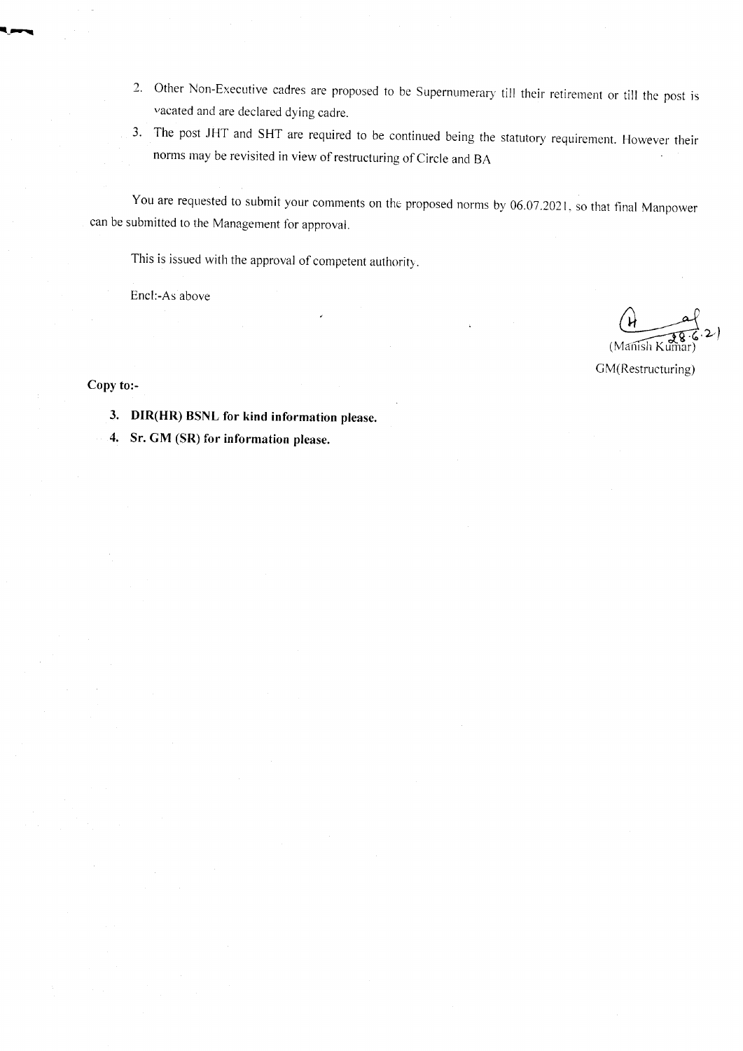2. Other Non-Executive cadres are proposed to be Supernumerary till their retirement or till the post is vacated and are declared dying cadre.
3. The post JHT and SHT are required to be continued being the statutory requirement. However their norms may be revisited in view of restructuring of Circle and BA

You are requested to submit your comments on the proposed norms by 06.07.2021, so that final Manpower can be submitted to the Management for approval.

This is issued with the approval of competent authority.

Encl:-As above

28.6.21

(Manish Kumar)

GM(Restructuring)

**Copy to:-**

3. **DIR(HR) BSNL for kind information please.**
4. **Sr. GM (SR) for information please.**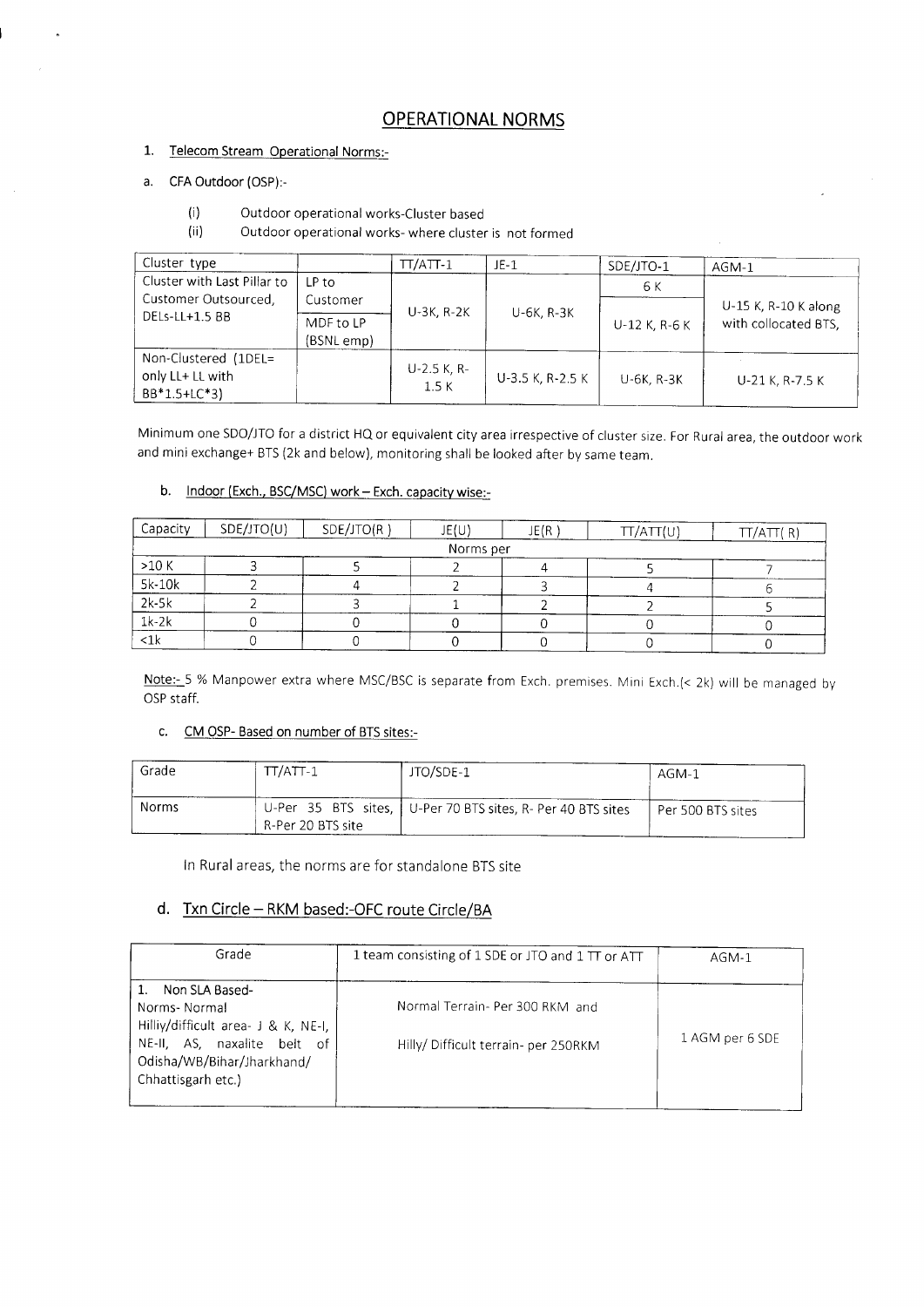# OPERATIONAL NORMS

1. Telecom Stream Operational Norms:-

a. CFA Outdoor (OSP):-

(i) Outdoor operational works-Cluster based

(ii) Outdoor operational works- where cluster is not formed

| Cluster type | | TT/ATT-1 | JE-1 | SDE/JTO-1 | AGM-1 |
|---|---|---|---|---|---|
| Cluster with Last Pillar to Customer Outsourced, DELs-LL+1.5 BB | LP to Customer | U-3K, R-2K | U-6K, R-3K | 6 K | U-15 K, R-10 K along with collocated BTS, |
| | MDF to LP (BSNL emp) | | | U-12 K, R-6 K | |
| Non-Clustered (1DEL= only LL+ LL with BB*1.5+LC*3) | | U-2.5 K, R-1.5 K | U-3.5 K, R-2.5 K | U-6K, R-3K | U-21 K, R-7.5 K |

Minimum one SDO/JTO for a district HQ or equivalent city area irrespective of cluster size. For Rural area, the outdoor work and mini exchange+ BTS (2k and below), monitoring shall be looked after by same team.

b. Indoor (Exch., BSC/MSC) work – Exch. capacity wise:-

| Capacity | SDE/JTO(U) | SDE/JTO(R ) | JE(U) | JE(R ) | TT/ATT(U) | TT/ATT( R) |
|---|---|---|---|---|---|---|
| Norms per | | | | | | |
| >10 K | 3 | 5 | 2 | 4 | 5 | 7 |
| 5k-10k | 2 | 4 | 2 | 3 | 4 | 6 |
| 2k-5k | 2 | 3 | 1 | 2 | 2 | 5 |
| 1k-2k | 0 | 0 | 0 | 0 | 0 | 0 |
| <1k | 0 | 0 | 0 | 0 | 0 | 0 |

Note:- 5 % Manpower extra where MSC/BSC is separate from Exch. premises. Mini Exch.(< 2k) will be managed by OSP staff.

c. CM OSP- Based on number of BTS sites:-

| Grade | TT/ATT-1 | JTO/SDE-1 | AGM-1 |
|---|---|---|---|
| Norms | U-Per 35 BTS sites, R-Per 20 BTS site | U-Per 70 BTS sites, R- Per 40 BTS sites | Per 500 BTS sites |

In Rural areas, the norms are for standalone BTS site

d. Txn Circle – RKM based:-OFC route Circle/BA

| Grade | 1 team consisting of 1 SDE or JTO and 1 TT or ATT | AGM-1 |
|---|---|---|
| 1. Non SLA Based- Norms- Normal Hilly/difficult area- J & K, NE-I, NE-II, AS, naxalite belt of Odisha/WB/Bihar/Jharkhand/ Chhattisgarh etc.) | Normal Terrain- Per 300 RKM and Hilly/ Difficult terrain- per 250RKM | 1 AGM per 6 SDE |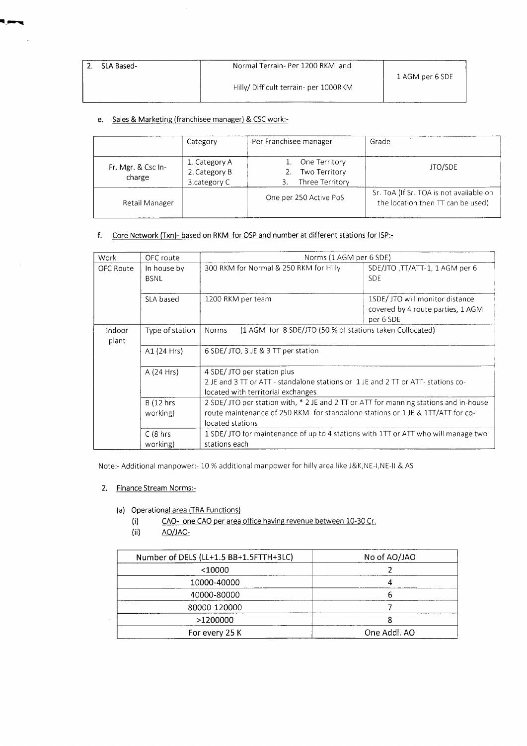| | | |
|---|---|---|
| 2. SLA Based- | Normal Terrain- Per 1200 RKM and<br>Hilly/ Difficult terrain- per 1000RKM | 1 AGM per 6 SDE |

e. Sales & Marketing (franchisee manager) & CSC work:-

| | Category | Per Franchisee manager | Grade |
|---|---|---|---|
| Fr. Mgr. & Csc In-charge | 1. Category A<br>2. Category B<br>3.category C | 1. One Territory<br>2. Two Territory<br>3. Three Territory | JTO/SDE |
| Retail Manager | | One per 250 Active PoS | Sr. ToA (If Sr. TOA is not available on the location then TT can be used) |

f. Core Network (Txn)- based on RKM for OSP and number at different stations for ISP:-

| Work | OFC route | Norms (1 AGM per 6 SDE) | |
|---|---|---|---|
| OFC Route | In house by BSNL | 300 RKM for Normal & 250 RKM for Hilly | SDE/JTO ,TT/ATT-1, 1 AGM per 6 SDE |
| | SLA based | 1200 RKM per team | 1SDE/ JTO will monitor distance covered by 4 route parties, 1 AGM per 6 SDE |
| Indoor plant | Type of station | Norms (1 AGM for 8 SDE/JTO (50 % of stations taken Collocated) | |
| | A1 (24 Hrs) | 6 SDE/ JTO, 3 JE & 3 TT per station | |
| | A (24 Hrs) | 4 SDE/ JTO per station plus<br>2 JE and 3 TT or ATT - standalone stations or 1 JE and 2 TT or ATT- stations co-located with territorial exchanges | |
| | B (12 hrs working) | 2 SDE/ JTO per station with, * 2 JE and 2 TT or ATT for manning stations and in-house route maintenance of 250 RKM- for standalone stations or 1 JE & 1TT/ATT for co-located stations | |
| | C (8 hrs working) | 1 SDE/ JTO for maintenance of up to 4 stations with 1TT or ATT who will manage two stations each | |

Note:- Additional manpower:- 10 % additional manpower for hilly area like J&K,NE-I,NE-II & AS

2. Finance Stream Norms:-

(a) Operational area (TRA Functions)

(i) CAO- one CAO per area office having revenue between 10-30 Cr.

(ii) AO/JAO-

| Number of DELS (LL+1.5 BB+1.5FTTH+3LC) | No of AO/JAO |
|---|---|
| <10000 | 2 |
| 10000-40000 | 4 |
| 40000-80000 | 6 |
| 80000-120000 | 7 |
| >1200000 | 8 |
| For every 25 K | One Addl. AO |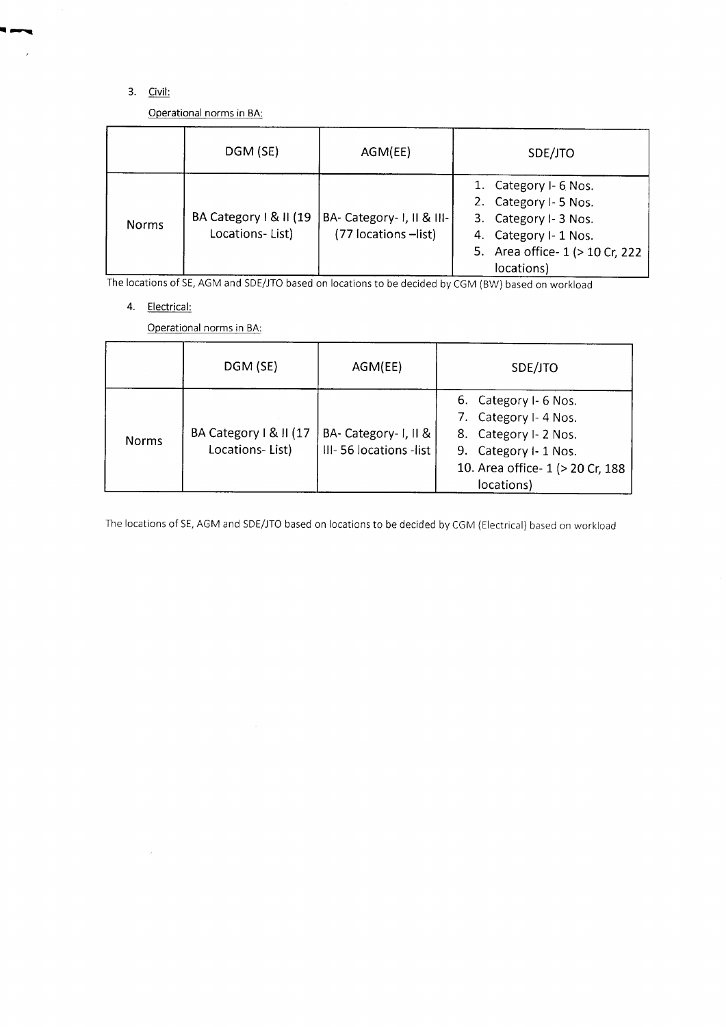3. Civil:

Operational norms in BA:

| | DGM (SE) | AGM(EE) | SDE/JTO |
|---|---|---|---|
| Norms | BA Category I & II (19 Locations- List) | BA- Category- I, II & III- (77 locations –list) | 1. Category I- 6 Nos.<br>2. Category I- 5 Nos.<br>3. Category I- 3 Nos.<br>4. Category I- 1 Nos.<br>5. Area office- 1 (> 10 Cr, 222 locations) |

The locations of SE, AGM and SDE/JTO based on locations to be decided by CGM (BW) based on workload

4. Electrical:

Operational norms in BA:

| | DGM (SE) | AGM(EE) | SDE/JTO |
|---|---|---|---|
| Norms | BA Category I & II (17 Locations- List) | BA- Category- I, II & III- 56 locations -list | 6. Category I- 6 Nos.<br>7. Category I- 4 Nos.<br>8. Category I- 2 Nos.<br>9. Category I- 1 Nos.<br>10. Area office- 1 (> 20 Cr, 188 locations) |

The locations of SE, AGM and SDE/JTO based on locations to be decided by CGM (Electrical) based on workload